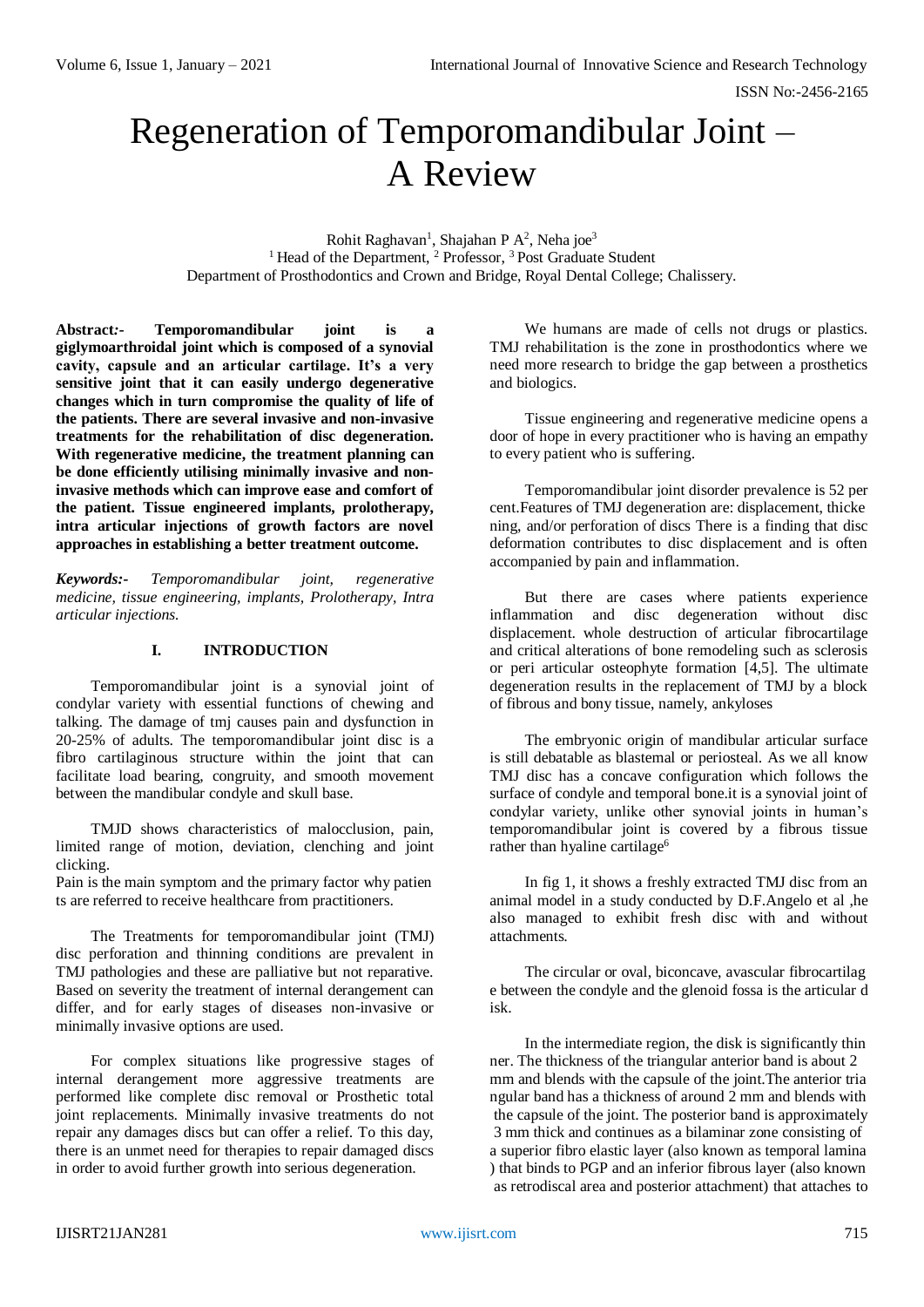# Regeneration of Temporomandibular Joint – A Review

Rohit Raghavan[1], Shajahan P A[2], Neha joe[3]
[1] Head of the Department, [2] Professor, [3] Post Graduate Student
Department of Prosthodontics and Crown and Bridge, Royal Dental College; Chalissery.

**Abstract:- Temporomandibular joint is a giglymoarthroidal joint which is composed of a synovial cavity, capsule and an articular cartilage. It's a very sensitive joint that it can easily undergo degenerative changes which in turn compromise the quality of life of the patients. There are several invasive and non-invasive treatments for the rehabilitation of disc degeneration. With regenerative medicine, the treatment planning can be done efficiently utilising minimally invasive and non-invasive methods which can improve ease and comfort of the patient. Tissue engineered implants, prolotherapy, intra articular injections of growth factors are novel approaches in establishing a better treatment outcome.**

***Keywords:-*** *Temporomandibular joint, regenerative medicine, tissue engineering, implants, Prolotherapy, Intra articular injections.*

## I. INTRODUCTION

Temporomandibular joint is a synovial joint of condylar variety with essential functions of chewing and talking. The damage of tmj causes pain and dysfunction in 20-25% of adults. The temporomandibular joint disc is a fibro cartilaginous structure within the joint that can facilitate load bearing, congruity, and smooth movement between the mandibular condyle and skull base.

TMJD shows characteristics of malocclusion, pain, limited range of motion, deviation, clenching and joint clicking.
Pain is the main symptom and the primary factor why patients are referred to receive healthcare from practitioners.

The Treatments for temporomandibular joint (TMJ) disc perforation and thinning conditions are prevalent in TMJ pathologies and these are palliative but not reparative. Based on severity the treatment of internal derangement can differ, and for early stages of diseases non-invasive or minimally invasive options are used.

For complex situations like progressive stages of internal derangement more aggressive treatments are performed like complete disc removal or Prosthetic total joint replacements. Minimally invasive treatments do not repair any damages discs but can offer a relief. To this day, there is an unmet need for therapies to repair damaged discs in order to avoid further growth into serious degeneration.

We humans are made of cells not drugs or plastics. TMJ rehabilitation is the zone in prosthodontics where we need more research to bridge the gap between a prosthetics and biologics.

Tissue engineering and regenerative medicine opens a door of hope in every practitioner who is having an empathy to every patient who is suffering.

Temporomandibular joint disorder prevalence is 52 per cent.Features of TMJ degeneration are: displacement, thickening, and/or perforation of discs There is a finding that disc deformation contributes to disc displacement and is often accompanied by pain and inflammation.

But there are cases where patients experience inflammation and disc degeneration without disc displacement. whole destruction of articular fibrocartilage and critical alterations of bone remodeling such as sclerosis or peri articular osteophyte formation [4,5]. The ultimate degeneration results in the replacement of TMJ by a block of fibrous and bony tissue, namely, ankyloses

The embryonic origin of mandibular articular surface is still debatable as blastemal or periosteal. As we all know TMJ disc has a concave configuration which follows the surface of condyle and temporal bone.it is a synovial joint of condylar variety, unlike other synovial joints in human's temporomandibular joint is covered by a fibrous tissue rather than hyaline cartilage[6]

In fig 1, it shows a freshly extracted TMJ disc from an animal model in a study conducted by D.F.Angelo et al ,he also managed to exhibit fresh disc with and without attachments.

The circular or oval, biconcave, avascular fibrocartilage between the condyle and the glenoid fossa is the articular disk.

In the intermediate region, the disk is significantly thinner. The thickness of the triangular anterior band is about 2 mm and blends with the capsule of the joint.The anterior triangular band has a thickness of around 2 mm and blends with the capsule of the joint. The posterior band is approximately 3 mm thick and continues as a bilaminar zone consisting of a superior fibro elastic layer (also known as temporal lamina ) that binds to PGP and an inferior fibrous layer (also known as retrodiscal area and posterior attachment) that attaches to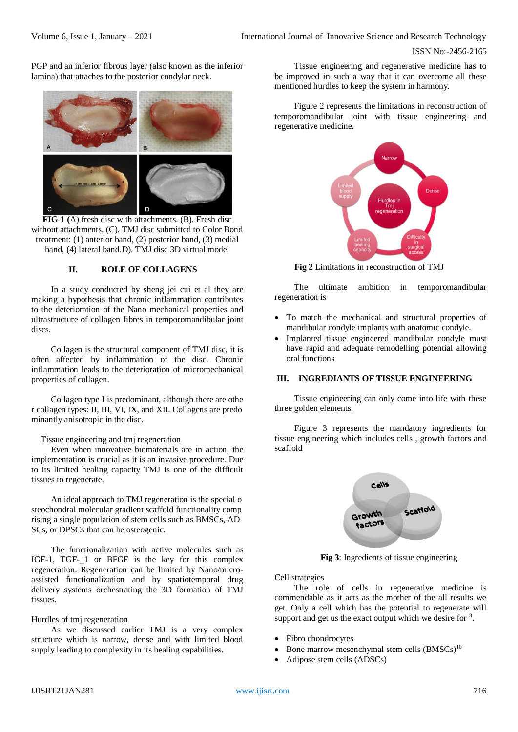PGP and an inferior fibrous layer (also known as the inferior lamina) that attaches to the posterior condylar neck.

**FIG 1** (A) fresh disc with attachments. (B). Fresh disc without attachments. (C). TMJ disc submitted to Color Bond treatment: (1) anterior band, (2) posterior band, (3) medial band, (4) lateral band.D). TMJ disc 3D virtual model

## II. ROLE OF COLLAGENS

In a study conducted by sheng jei cui et al they are making a hypothesis that chronic inflammation contributes to the deterioration of the Nano mechanical properties and ultrastructure of collagen fibres in temporomandibular joint discs.

Collagen is the structural component of TMJ disc, it is often affected by inflammation of the disc. Chronic inflammation leads to the deterioration of micromechanical properties of collagen.

Collagen type I is predominant, although there are othe r collagen types: II, III, VI, IX, and XII. Collagens are predo minantly anisotropic in the disc.

Tissue engineering and tmj regeneration

Even when innovative biomaterials are in action, the implementation is crucial as it is an invasive procedure. Due to its limited healing capacity TMJ is one of the difficult tissues to regenerate.

An ideal approach to TMJ regeneration is the special o steochondral molecular gradient scaffold functionality comp rising a single population of stem cells such as BMSCs, AD SCs, or DPSCs that can be osteogenic.

The functionalization with active molecules such as IGF-1, TGF-_1 or BFGF is the key for this complex regeneration. Regeneration can be limited by Nano/micro-assisted functionalization and by spatiotemporal drug delivery systems orchestrating the 3D formation of TMJ tissues.

Hurdles of tmj regeneration

As we discussed earlier TMJ is a very complex structure which is narrow, dense and with limited blood supply leading to complexity in its healing capabilities.

Tissue engineering and regenerative medicine has to be improved in such a way that it can overcome all these mentioned hurdles to keep the system in harmony.

Figure 2 represents the limitations in reconstruction of temporomandibular joint with tissue engineering and regenerative medicine.

**Fig 2** Limitations in reconstruction of TMJ

The ultimate ambition in temporomandibular regeneration is

- To match the mechanical and structural properties of mandibular condyle implants with anatomic condyle.
- Implanted tissue engineered mandibular condyle must have rapid and adequate remodelling potential allowing oral functions

## III. INGREDIANTS OF TISSUE ENGINEERING

Tissue engineering can only come into life with these three golden elements.

Figure 3 represents the mandatory ingredients for tissue engineering which includes cells , growth factors and scaffold

**Fig 3**: Ingredients of tissue engineering

Cell strategies

The role of cells in regenerative medicine is commendable as it acts as the mother of the all results we get. Only a cell which has the potential to regenerate will support and get us the exact output which we desire for [8].

- Fibro chondrocytes
- Bone marrow mesenchymal stem cells (BMSCs)[10]
- Adipose stem cells (ADSCs)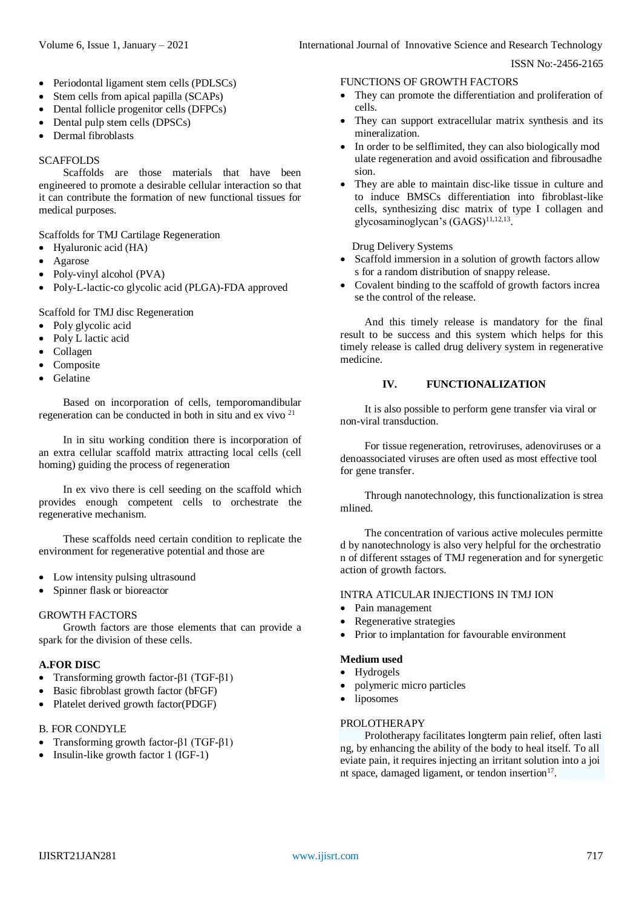- Periodontal ligament stem cells (PDLSCs)
- Stem cells from apical papilla (SCAPs)
- Dental follicle progenitor cells (DFPCs)
- Dental pulp stem cells (DPSCs)
- Dermal fibroblasts

SCAFFOLDS

Scaffolds are those materials that have been engineered to promote a desirable cellular interaction so that it can contribute the formation of new functional tissues for medical purposes.

Scaffolds for TMJ Cartilage Regeneration

- Hyaluronic acid (HA)
- Agarose
- Poly-vinyl alcohol (PVA)
- Poly-L-lactic-co glycolic acid (PLGA)-FDA approved

Scaffold for TMJ disc Regeneration

- Poly glycolic acid
- Poly L lactic acid
- Collagen
- Composite
- Gelatine

Based on incorporation of cells, temporomandibular regeneration can be conducted in both in situ and ex vivo [21]

In in situ working condition there is incorporation of an extra cellular scaffold matrix attracting local cells (cell homing) guiding the process of regeneration

In ex vivo there is cell seeding on the scaffold which provides enough competent cells to orchestrate the regenerative mechanism.

These scaffolds need certain condition to replicate the environment for regenerative potential and those are

- Low intensity pulsing ultrasound
- Spinner flask or bioreactor

GROWTH FACTORS

Growth factors are those elements that can provide a spark for the division of these cells.

**A.FOR DISC**

- Transforming growth factor-β1 (TGF-β1)
- Basic fibroblast growth factor (bFGF)
- Platelet derived growth factor(PDGF)

B. FOR CONDYLE

- Transforming growth factor-β1 (TGF-β1)
- Insulin-like growth factor 1 (IGF-1)

FUNCTIONS OF GROWTH FACTORS

- They can promote the differentiation and proliferation of cells.
- They can support extracellular matrix synthesis and its mineralization.
- In order to be selflimited, they can also biologically mod ulate regeneration and avoid ossification and fibrousadhe sion.
- They are able to maintain disc-like tissue in culture and to induce BMSCs differentiation into fibroblast-like cells, synthesizing disc matrix of type I collagen and glycosaminoglycan's (GAGS)[11,12,13].

Drug Delivery Systems

- Scaffold immersion in a solution of growth factors allow s for a random distribution of snappy release.
- Covalent binding to the scaffold of growth factors increa se the control of the release.

And this timely release is mandatory for the final result to be success and this system which helps for this timely release is called drug delivery system in regenerative medicine.

## IV. FUNCTIONALIZATION

It is also possible to perform gene transfer via viral or non-viral transduction.

For tissue regeneration, retroviruses, adenoviruses or a denoassociated viruses are often used as most effective tool for gene transfer.

Through nanotechnology, this functionalization is strea mlined.

The concentration of various active molecules permitte d by nanotechnology is also very helpful for the orchestratio n of different sstages of TMJ regeneration and for synergetic action of growth factors.

INTRA ATICULAR INJECTIONS IN TMJ ION

- Pain management
- Regenerative strategies
- Prior to implantation for favourable environment

**Medium used**

- Hydrogels
- polymeric micro particles
- liposomes

PROLOTHERAPY

Prolotherapy facilitates longterm pain relief, often lasti ng, by enhancing the ability of the body to heal itself. To all eviate pain, it requires injecting an irritant solution into a joi nt space, damaged ligament, or tendon insertion[17].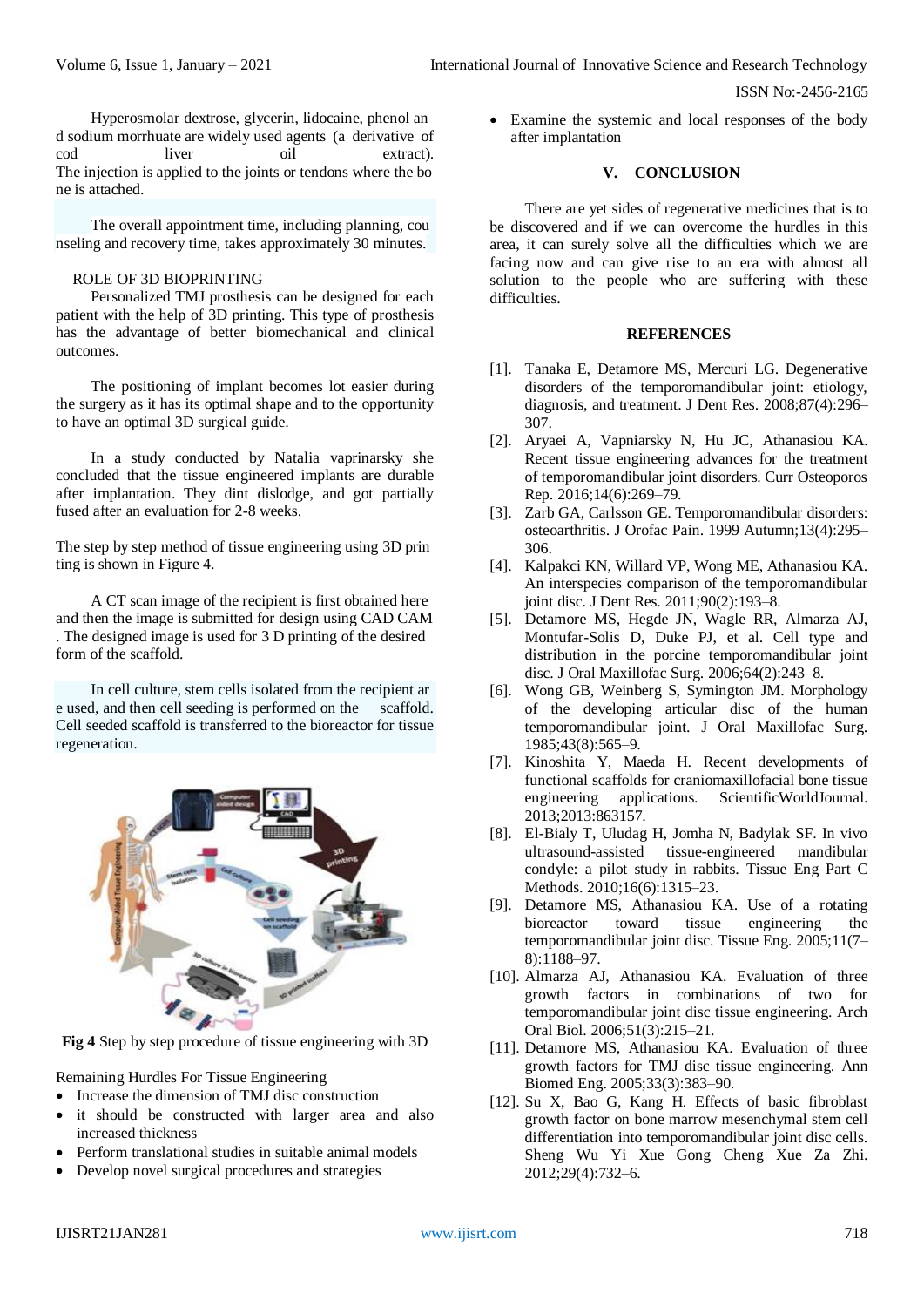Hyperosmolar dextrose, glycerin, lidocaine, phenol an d sodium morrhuate are widely used agents (a derivative of cod liver oil extract). The injection is applied to the joints or tendons where the bo ne is attached.

The overall appointment time, including planning, cou nseling and recovery time, takes approximately 30 minutes.

ROLE OF 3D BIOPRINTING

Personalized TMJ prosthesis can be designed for each patient with the help of 3D printing. This type of prosthesis has the advantage of better biomechanical and clinical outcomes.

The positioning of implant becomes lot easier during the surgery as it has its optimal shape and to the opportunity to have an optimal 3D surgical guide.

In a study conducted by Natalia vaprinarsky she concluded that the tissue engineered implants are durable after implantation. They dint dislodge, and got partially fused after an evaluation for 2-8 weeks.

The step by step method of tissue engineering using 3D prin ting is shown in Figure 4.

A CT scan image of the recipient is first obtained here and then the image is submitted for design using CAD CAM . The designed image is used for 3 D printing of the desired form of the scaffold.

In cell culture, stem cells isolated from the recipient ar e used, and then cell seeding is performed on the scaffold. Cell seeded scaffold is transferred to the bioreactor for tissue regeneration.

**Fig 4** Step by step procedure of tissue engineering with 3D

Remaining Hurdles For Tissue Engineering

- Increase the dimension of TMJ disc construction
- it should be constructed with larger area and also increased thickness
- Perform translational studies in suitable animal models
- Develop novel surgical procedures and strategies
- Examine the systemic and local responses of the body after implantation

## V. CONCLUSION

There are yet sides of regenerative medicines that is to be discovered and if we can overcome the hurdles in this area, it can surely solve all the difficulties which we are facing now and can give rise to an era with almost all solution to the people who are suffering with these difficulties.

## REFERENCES

[1]. Tanaka E, Detamore MS, Mercuri LG. Degenerative disorders of the temporomandibular joint: etiology, diagnosis, and treatment. J Dent Res. 2008;87(4):296–307.

[2]. Aryaei A, Vapniarsky N, Hu JC, Athanasiou KA. Recent tissue engineering advances for the treatment of temporomandibular joint disorders. Curr Osteoporos Rep. 2016;14(6):269–79.

[3]. Zarb GA, Carlsson GE. Temporomandibular disorders: osteoarthritis. J Orofac Pain. 1999 Autumn;13(4):295–306.

[4]. Kalpakci KN, Willard VP, Wong ME, Athanasiou KA. An interspecies comparison of the temporomandibular joint disc. J Dent Res. 2011;90(2):193–8.

[5]. Detamore MS, Hegde JN, Wagle RR, Almarza AJ, Montufar-Solis D, Duke PJ, et al. Cell type and distribution in the porcine temporomandibular joint disc. J Oral Maxillofac Surg. 2006;64(2):243–8.

[6]. Wong GB, Weinberg S, Symington JM. Morphology of the developing articular disc of the human temporomandibular joint. J Oral Maxillofac Surg. 1985;43(8):565–9.

[7]. Kinoshita Y, Maeda H. Recent developments of functional scaffolds for craniomaxillofacial bone tissue engineering applications. ScientificWorldJournal. 2013;2013:863157.

[8]. El-Bialy T, Uludag H, Jomha N, Badylak SF. In vivo ultrasound-assisted tissue-engineered mandibular condyle: a pilot study in rabbits. Tissue Eng Part C Methods. 2010;16(6):1315–23.

[9]. Detamore MS, Athanasiou KA. Use of a rotating bioreactor toward tissue engineering the temporomandibular joint disc. Tissue Eng. 2005;11(7–8):1188–97.

[10]. Almarza AJ, Athanasiou KA. Evaluation of three growth factors in combinations of two for temporomandibular joint disc tissue engineering. Arch Oral Biol. 2006;51(3):215–21.

[11]. Detamore MS, Athanasiou KA. Evaluation of three growth factors for TMJ disc tissue engineering. Ann Biomed Eng. 2005;33(3):383–90.

[12]. Su X, Bao G, Kang H. Effects of basic fibroblast growth factor on bone marrow mesenchymal stem cell differentiation into temporomandibular joint disc cells. Sheng Wu Yi Xue Gong Cheng Xue Za Zhi. 2012;29(4):732–6.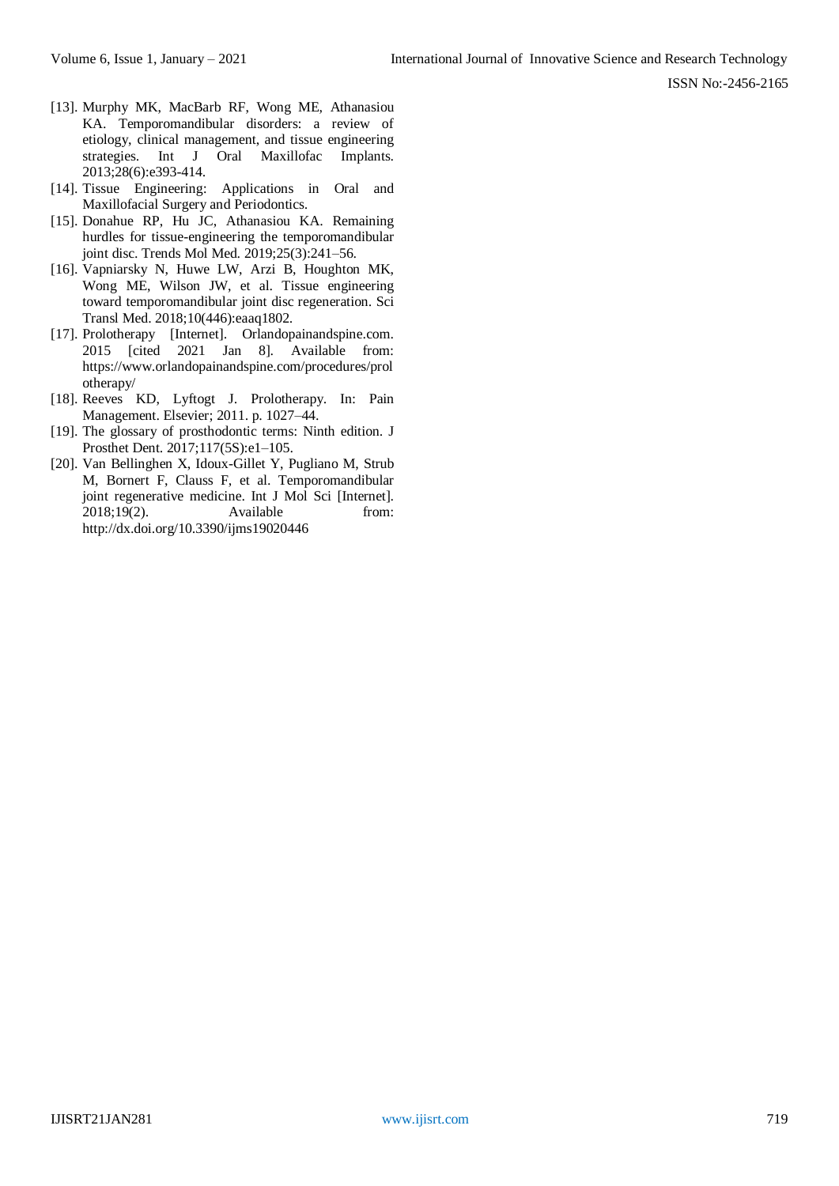[13]. Murphy MK, MacBarb RF, Wong ME, Athanasiou KA. Temporomandibular disorders: a review of etiology, clinical management, and tissue engineering strategies. Int J Oral Maxillofac Implants. 2013;28(6):e393-414.

[14]. Tissue Engineering: Applications in Oral and Maxillofacial Surgery and Periodontics.

[15]. Donahue RP, Hu JC, Athanasiou KA. Remaining hurdles for tissue-engineering the temporomandibular joint disc. Trends Mol Med. 2019;25(3):241–56.

[16]. Vapniarsky N, Huwe LW, Arzi B, Houghton MK, Wong ME, Wilson JW, et al. Tissue engineering toward temporomandibular joint disc regeneration. Sci Transl Med. 2018;10(446):eaaq1802.

[17]. Prolotherapy [Internet]. Orlandopainandspine.com. 2015 [cited 2021 Jan 8]. Available from: https://www.orlandopainandspine.com/procedures/prolotherapy/

[18]. Reeves KD, Lyftogt J. Prolotherapy. In: Pain Management. Elsevier; 2011. p. 1027–44.

[19]. The glossary of prosthodontic terms: Ninth edition. J Prosthet Dent. 2017;117(5S):e1–105.

[20]. Van Bellinghen X, Idoux-Gillet Y, Pugliano M, Strub M, Bornert F, Clauss F, et al. Temporomandibular joint regenerative medicine. Int J Mol Sci [Internet]. 2018;19(2). Available from: http://dx.doi.org/10.3390/ijms19020446